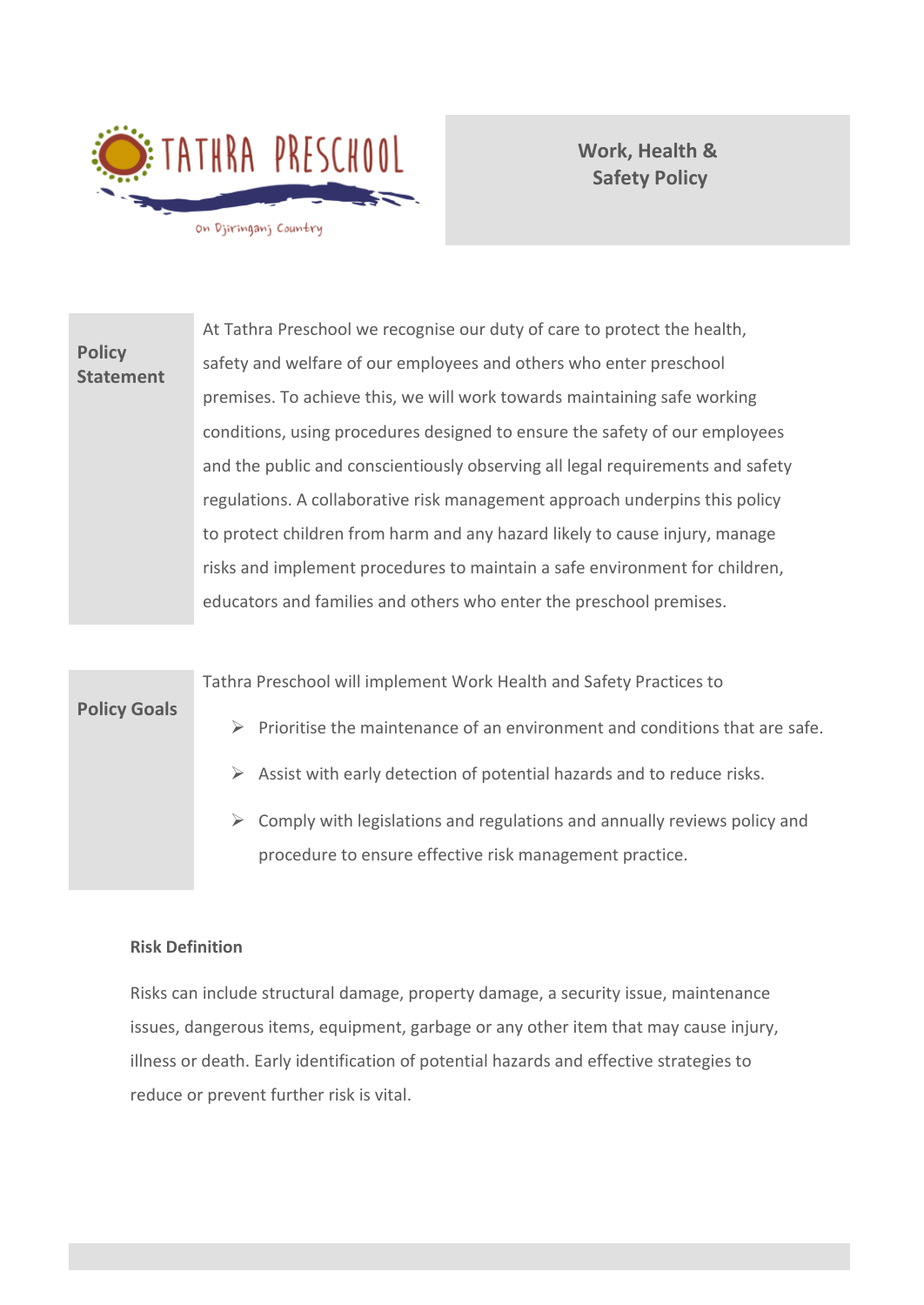TATHRA PRESCHOOL

On Djiringanj Country

# Work, Health & Safety Policy

## Policy Statement

At Tathra Preschool we recognise our duty of care to protect the health, safety and welfare of our employees and others who enter preschool premises. To achieve this, we will work towards maintaining safe working conditions, using procedures designed to ensure the safety of our employees and the public and conscientiously observing all legal requirements and safety regulations. A collaborative risk management approach underpins this policy to protect children from harm and any hazard likely to cause injury, manage risks and implement procedures to maintain a safe environment for children, educators and families and others who enter the preschool premises.

## Policy Goals

Tathra Preschool will implement Work Health and Safety Practices to

- Prioritise the maintenance of an environment and conditions that are safe.
- Assist with early detection of potential hazards and to reduce risks.
- Comply with legislations and regulations and annually reviews policy and procedure to ensure effective risk management practice.

### Risk Definition

Risks can include structural damage, property damage, a security issue, maintenance issues, dangerous items, equipment, garbage or any other item that may cause injury, illness or death. Early identification of potential hazards and effective strategies to reduce or prevent further risk is vital.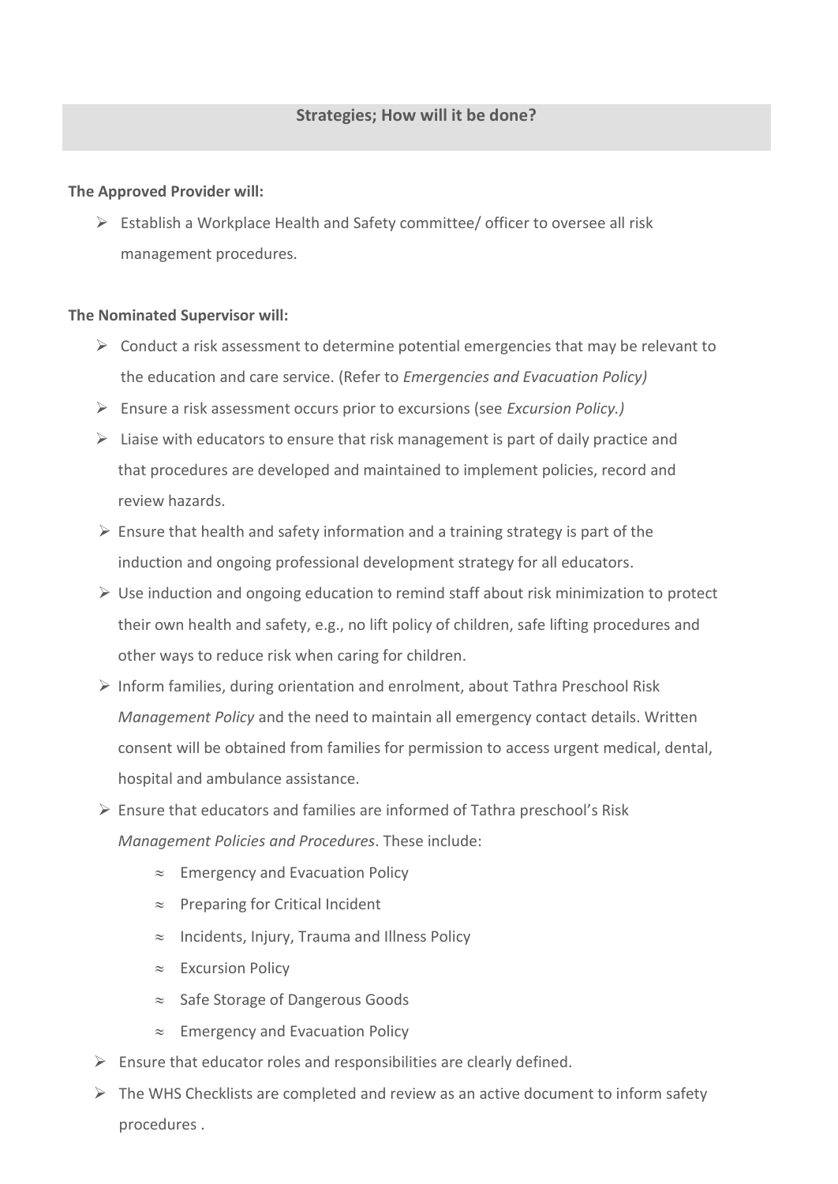## Strategies; How will it be done?

**The Approved Provider will:**

- Establish a Workplace Health and Safety committee/ officer to oversee all risk management procedures.

**The Nominated Supervisor will:**

- Conduct a risk assessment to determine potential emergencies that may be relevant to the education and care service. (Refer to *Emergencies and Evacuation Policy)*
- Ensure a risk assessment occurs prior to excursions (see *Excursion Policy.)*
- Liaise with educators to ensure that risk management is part of daily practice and that procedures are developed and maintained to implement policies, record and review hazards.
- Ensure that health and safety information and a training strategy is part of the induction and ongoing professional development strategy for all educators.
- Use induction and ongoing education to remind staff about risk minimization to protect their own health and safety, e.g., no lift policy of children, safe lifting procedures and other ways to reduce risk when caring for children.
- Inform families, during orientation and enrolment, about Tathra Preschool Risk *Management Policy* and the need to maintain all emergency contact details. Written consent will be obtained from families for permission to access urgent medical, dental, hospital and ambulance assistance.
- Ensure that educators and families are informed of Tathra preschool's Risk *Management Policies and Procedures*. These include:
  - Emergency and Evacuation Policy
  - Preparing for Critical Incident
  - Incidents, Injury, Trauma and Illness Policy
  - Excursion Policy
  - Safe Storage of Dangerous Goods
  - Emergency and Evacuation Policy
- Ensure that educator roles and responsibilities are clearly defined.
- The WHS Checklists are completed and review as an active document to inform safety procedures .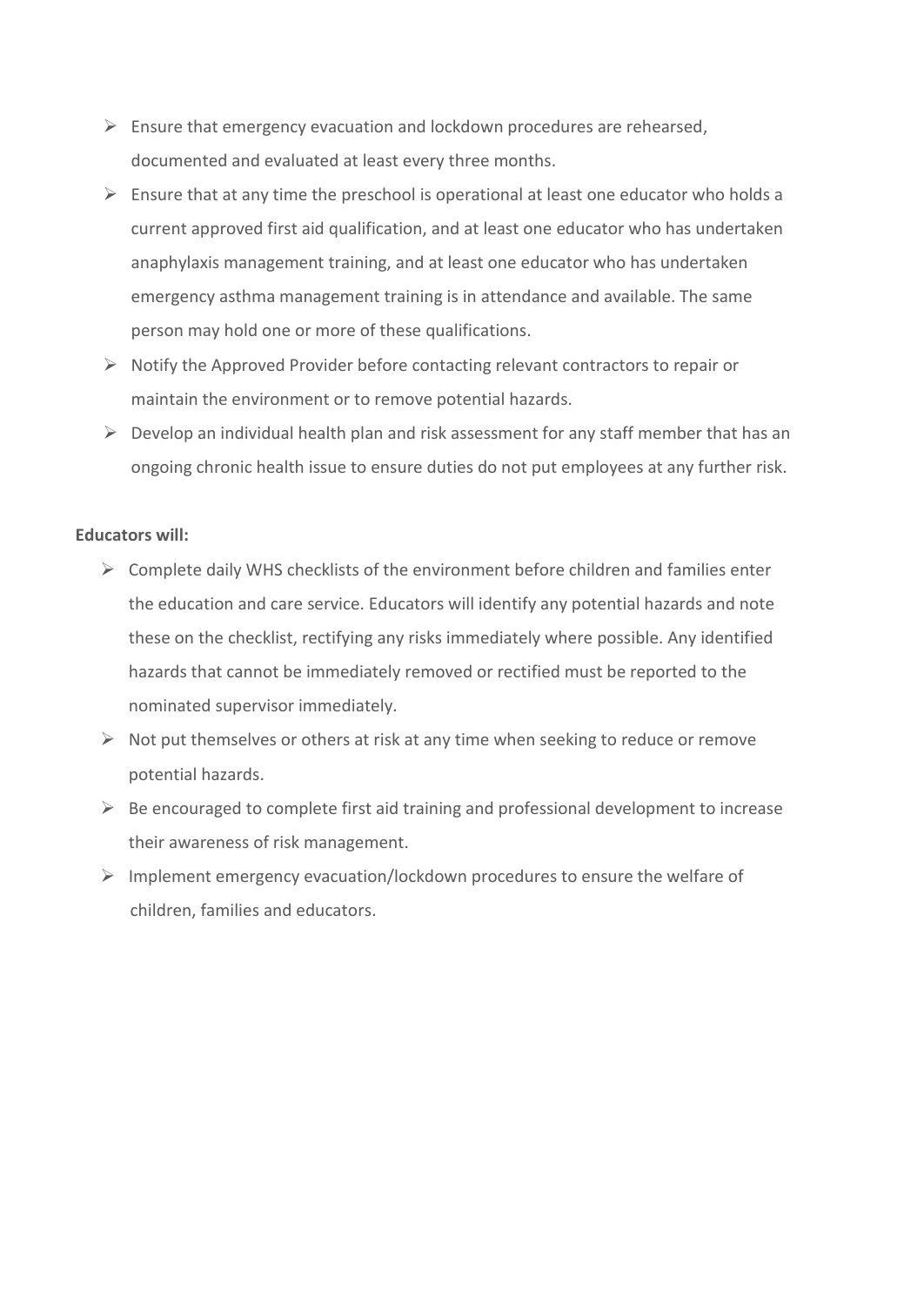- Ensure that emergency evacuation and lockdown procedures are rehearsed, documented and evaluated at least every three months.
- Ensure that at any time the preschool is operational at least one educator who holds a current approved first aid qualification, and at least one educator who has undertaken anaphylaxis management training, and at least one educator who has undertaken emergency asthma management training is in attendance and available. The same person may hold one or more of these qualifications.
- Notify the Approved Provider before contacting relevant contractors to repair or maintain the environment or to remove potential hazards.
- Develop an individual health plan and risk assessment for any staff member that has an ongoing chronic health issue to ensure duties do not put employees at any further risk.

**Educators will:**

- Complete daily WHS checklists of the environment before children and families enter the education and care service. Educators will identify any potential hazards and note these on the checklist, rectifying any risks immediately where possible. Any identified hazards that cannot be immediately removed or rectified must be reported to the nominated supervisor immediately.
- Not put themselves or others at risk at any time when seeking to reduce or remove potential hazards.
- Be encouraged to complete first aid training and professional development to increase their awareness of risk management.
- Implement emergency evacuation/lockdown procedures to ensure the welfare of children, families and educators.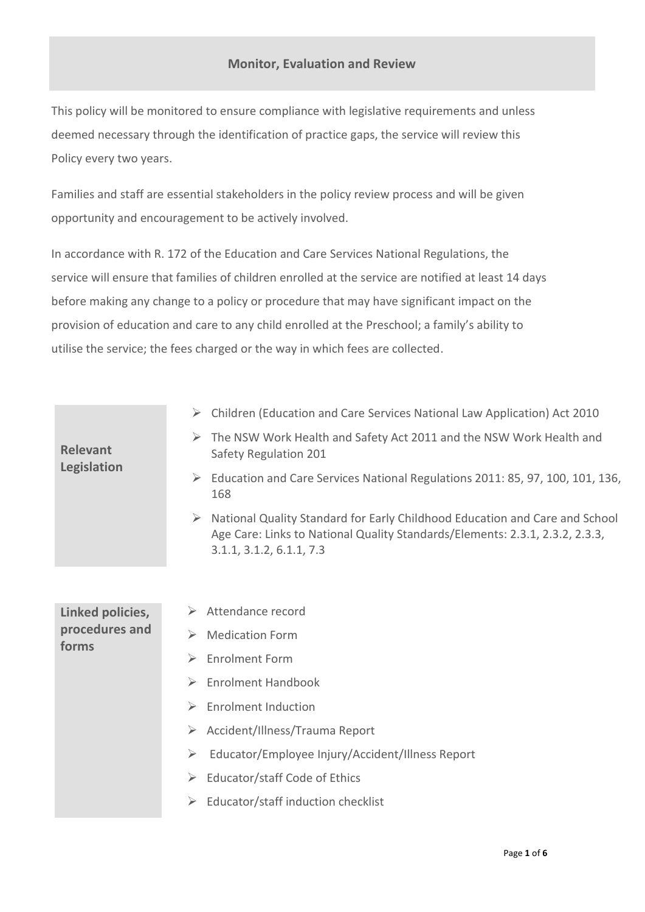## Monitor, Evaluation and Review

This policy will be monitored to ensure compliance with legislative requirements and unless deemed necessary through the identification of practice gaps, the service will review this Policy every two years.

Families and staff are essential stakeholders in the policy review process and will be given opportunity and encouragement to be actively involved.

In accordance with R. 172 of the Education and Care Services National Regulations, the service will ensure that families of children enrolled at the service are notified at least 14 days before making any change to a policy or procedure that may have significant impact on the provision of education and care to any child enrolled at the Preschool; a family's ability to utilise the service; the fees charged or the way in which fees are collected.

| | |
|---|---|
| **Relevant Legislation** | - Children (Education and Care Services National Law Application) Act 2010<br>- The NSW Work Health and Safety Act 2011 and the NSW Work Health and Safety Regulation 201<br>- Education and Care Services National Regulations 2011: 85, 97, 100, 101, 136, 168<br>- National Quality Standard for Early Childhood Education and Care and School Age Care: Links to National Quality Standards/Elements: 2.3.1, 2.3.2, 2.3.3, 3.1.1, 3.1.2, 6.1.1, 7.3 |

| | |
|---|---|
| **Linked policies, procedures and forms** | - Attendance record<br>- Medication Form<br>- Enrolment Form<br>- Enrolment Handbook<br>- Enrolment Induction<br>- Accident/Illness/Trauma Report<br>- Educator/Employee Injury/Accident/Illness Report<br>- Educator/staff Code of Ethics<br>- Educator/staff induction checklist |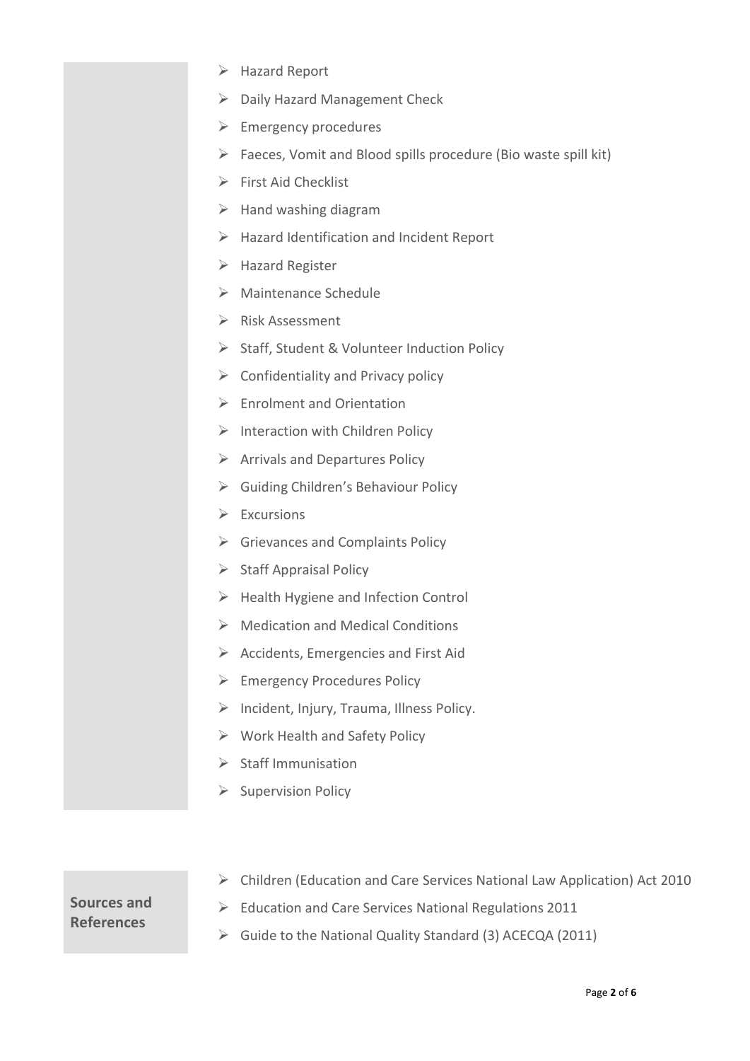- Hazard Report
- Daily Hazard Management Check
- Emergency procedures
- Faeces, Vomit and Blood spills procedure (Bio waste spill kit)
- First Aid Checklist
- Hand washing diagram
- Hazard Identification and Incident Report
- Hazard Register
- Maintenance Schedule
- Risk Assessment
- Staff, Student & Volunteer Induction Policy
- Confidentiality and Privacy policy
- Enrolment and Orientation
- Interaction with Children Policy
- Arrivals and Departures Policy
- Guiding Children's Behaviour Policy
- Excursions
- Grievances and Complaints Policy
- Staff Appraisal Policy
- Health Hygiene and Infection Control
- Medication and Medical Conditions
- Accidents, Emergencies and First Aid
- Emergency Procedures Policy
- Incident, Injury, Trauma, Illness Policy.
- Work Health and Safety Policy
- Staff Immunisation
- Supervision Policy

**Sources and References**

- Children (Education and Care Services National Law Application) Act 2010
- Education and Care Services National Regulations 2011
- Guide to the National Quality Standard (3) ACECQA (2011)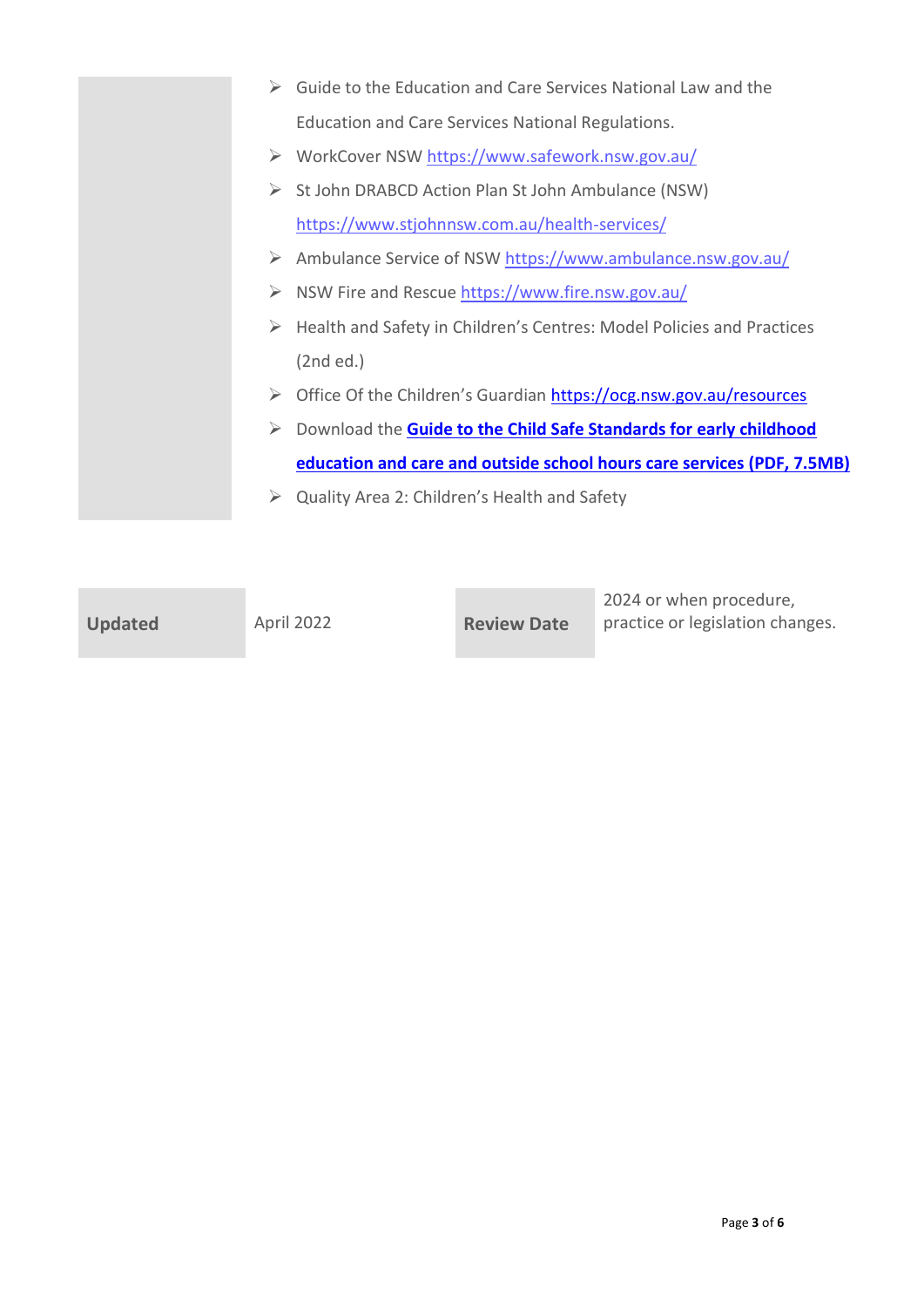- Guide to the Education and Care Services National Law and the Education and Care Services National Regulations.
- WorkCover NSW https://www.safework.nsw.gov.au/
- St John DRABCD Action Plan St John Ambulance (NSW) https://www.stjohnnsw.com.au/health-services/
- Ambulance Service of NSW https://www.ambulance.nsw.gov.au/
- NSW Fire and Rescue https://www.fire.nsw.gov.au/
- Health and Safety in Children's Centres: Model Policies and Practices (2nd ed.)
- Office Of the Children's Guardian https://ocg.nsw.gov.au/resources
- Download the **Guide to the Child Safe Standards for early childhood education and care and outside school hours care services (PDF, 7.5MB)**
- Quality Area 2: Children's Health and Safety

| | | | |
|---|---|---|---|
| **Updated** | April 2022 | **Review Date** | 2024 or when procedure, practice or legislation changes. |